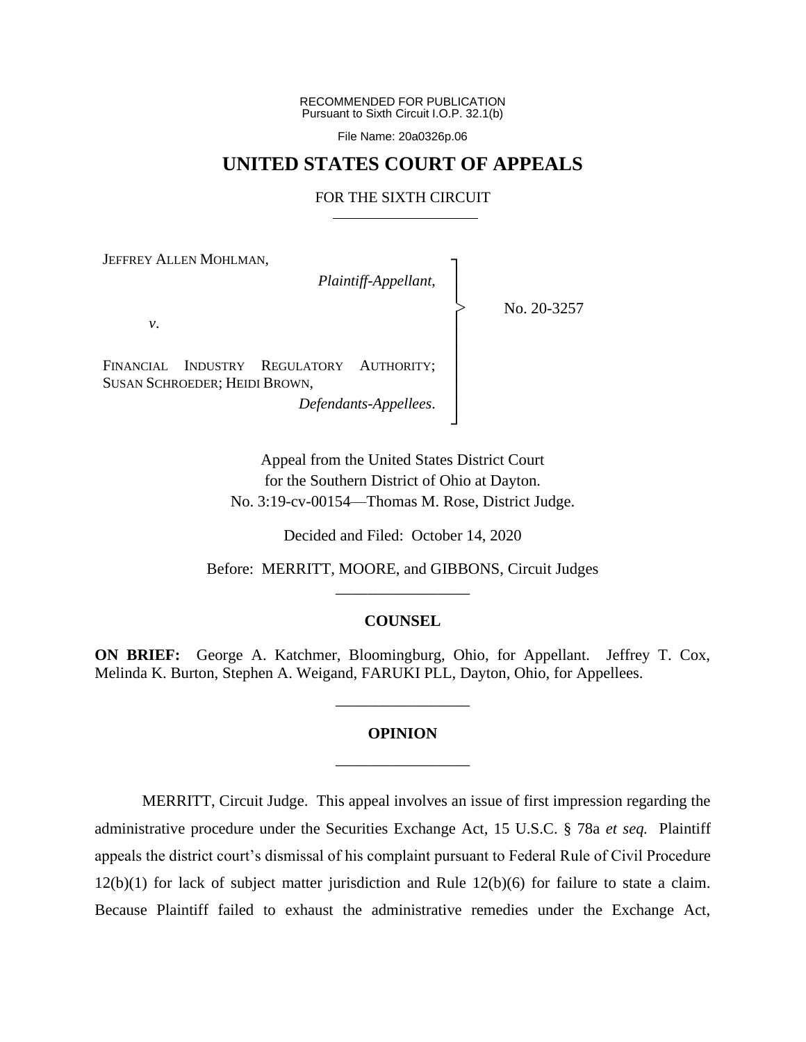RECOMMENDED FOR PUBLICATION
Pursuant to Sixth Circuit I.O.P. 32.1(b)

File Name: 20a0326p.06

# UNITED STATES COURT OF APPEALS

## FOR THE SIXTH CIRCUIT

JEFFREY ALLEN MOHLMAN,

*Plaintiff-Appellant*,

*v*.

FINANCIAL INDUSTRY REGULATORY AUTHORITY; SUSAN SCHROEDER; HEIDI BROWN,

*Defendants-Appellees*.

No. 20-3257

Appeal from the United States District Court
for the Southern District of Ohio at Dayton.
No. 3:19-cv-00154—Thomas M. Rose, District Judge.

Decided and Filed: October 14, 2020

Before: MERRITT, MOORE, and GIBBONS, Circuit Judges

## COUNSEL

**ON BRIEF:** George A. Katchmer, Bloomingburg, Ohio, for Appellant. Jeffrey T. Cox, Melinda K. Burton, Stephen A. Weigand, FARUKI PLL, Dayton, Ohio, for Appellees.

## OPINION

MERRITT, Circuit Judge. This appeal involves an issue of first impression regarding the administrative procedure under the Securities Exchange Act, 15 U.S.C. § 78a *et seq.* Plaintiff appeals the district court's dismissal of his complaint pursuant to Federal Rule of Civil Procedure 12(b)(1) for lack of subject matter jurisdiction and Rule 12(b)(6) for failure to state a claim. Because Plaintiff failed to exhaust the administrative remedies under the Exchange Act,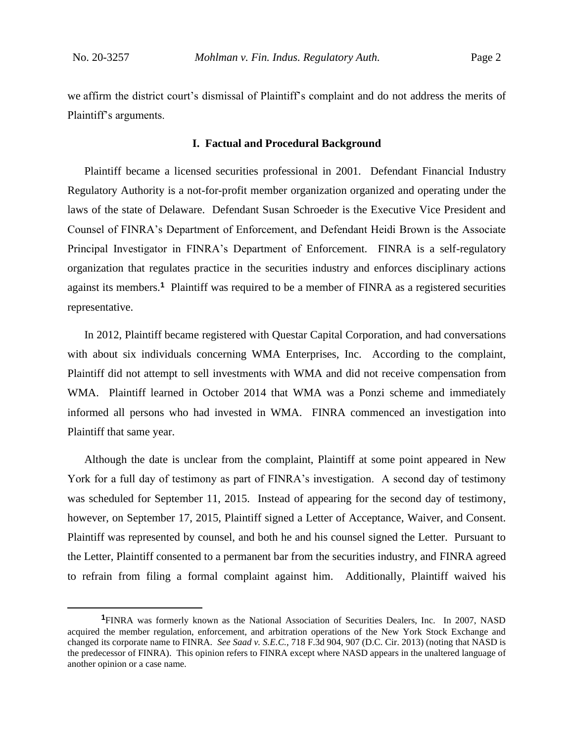we affirm the district court's dismissal of Plaintiff's complaint and do not address the merits of Plaintiff's arguments.

## I. Factual and Procedural Background

Plaintiff became a licensed securities professional in 2001. Defendant Financial Industry Regulatory Authority is a not-for-profit member organization organized and operating under the laws of the state of Delaware. Defendant Susan Schroeder is the Executive Vice President and Counsel of FINRA's Department of Enforcement, and Defendant Heidi Brown is the Associate Principal Investigator in FINRA's Department of Enforcement. FINRA is a self-regulatory organization that regulates practice in the securities industry and enforces disciplinary actions against its members.[1] Plaintiff was required to be a member of FINRA as a registered securities representative.

In 2012, Plaintiff became registered with Questar Capital Corporation, and had conversations with about six individuals concerning WMA Enterprises, Inc. According to the complaint, Plaintiff did not attempt to sell investments with WMA and did not receive compensation from WMA. Plaintiff learned in October 2014 that WMA was a Ponzi scheme and immediately informed all persons who had invested in WMA. FINRA commenced an investigation into Plaintiff that same year.

Although the date is unclear from the complaint, Plaintiff at some point appeared in New York for a full day of testimony as part of FINRA's investigation. A second day of testimony was scheduled for September 11, 2015. Instead of appearing for the second day of testimony, however, on September 17, 2015, Plaintiff signed a Letter of Acceptance, Waiver, and Consent. Plaintiff was represented by counsel, and both he and his counsel signed the Letter. Pursuant to the Letter, Plaintiff consented to a permanent bar from the securities industry, and FINRA agreed to refrain from filing a formal complaint against him. Additionally, Plaintiff waived his

---

[1] FINRA was formerly known as the National Association of Securities Dealers, Inc. In 2007, NASD acquired the member regulation, enforcement, and arbitration operations of the New York Stock Exchange and changed its corporate name to FINRA. *See Saad v. S.E.C.*, 718 F.3d 904, 907 (D.C. Cir. 2013) (noting that NASD is the predecessor of FINRA). This opinion refers to FINRA except where NASD appears in the unaltered language of another opinion or a case name.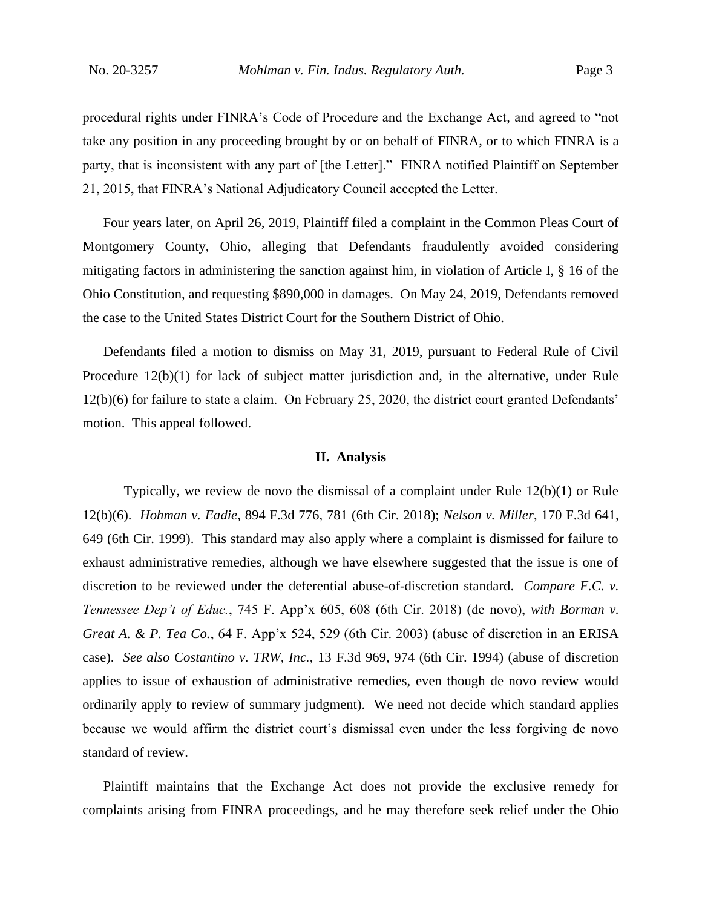procedural rights under FINRA's Code of Procedure and the Exchange Act, and agreed to "not take any position in any proceeding brought by or on behalf of FINRA, or to which FINRA is a party, that is inconsistent with any part of [the Letter]." FINRA notified Plaintiff on September 21, 2015, that FINRA's National Adjudicatory Council accepted the Letter.

Four years later, on April 26, 2019, Plaintiff filed a complaint in the Common Pleas Court of Montgomery County, Ohio, alleging that Defendants fraudulently avoided considering mitigating factors in administering the sanction against him, in violation of Article I, § 16 of the Ohio Constitution, and requesting $890,000 in damages. On May 24, 2019, Defendants removed the case to the United States District Court for the Southern District of Ohio.

Defendants filed a motion to dismiss on May 31, 2019, pursuant to Federal Rule of Civil Procedure 12(b)(1) for lack of subject matter jurisdiction and, in the alternative, under Rule 12(b)(6) for failure to state a claim. On February 25, 2020, the district court granted Defendants' motion. This appeal followed.

## II. Analysis

Typically, we review de novo the dismissal of a complaint under Rule 12(b)(1) or Rule 12(b)(6). *Hohman v. Eadie*, 894 F.3d 776, 781 (6th Cir. 2018); *Nelson v. Miller*, 170 F.3d 641, 649 (6th Cir. 1999). This standard may also apply where a complaint is dismissed for failure to exhaust administrative remedies, although we have elsewhere suggested that the issue is one of discretion to be reviewed under the deferential abuse-of-discretion standard. *Compare F.C. v. Tennessee Dep't of Educ.*, 745 F. App'x 605, 608 (6th Cir. 2018) (de novo), *with Borman v. Great A. & P. Tea Co.*, 64 F. App'x 524, 529 (6th Cir. 2003) (abuse of discretion in an ERISA case). *See also Costantino v. TRW, Inc.*, 13 F.3d 969, 974 (6th Cir. 1994) (abuse of discretion applies to issue of exhaustion of administrative remedies, even though de novo review would ordinarily apply to review of summary judgment). We need not decide which standard applies because we would affirm the district court's dismissal even under the less forgiving de novo standard of review.

Plaintiff maintains that the Exchange Act does not provide the exclusive remedy for complaints arising from FINRA proceedings, and he may therefore seek relief under the Ohio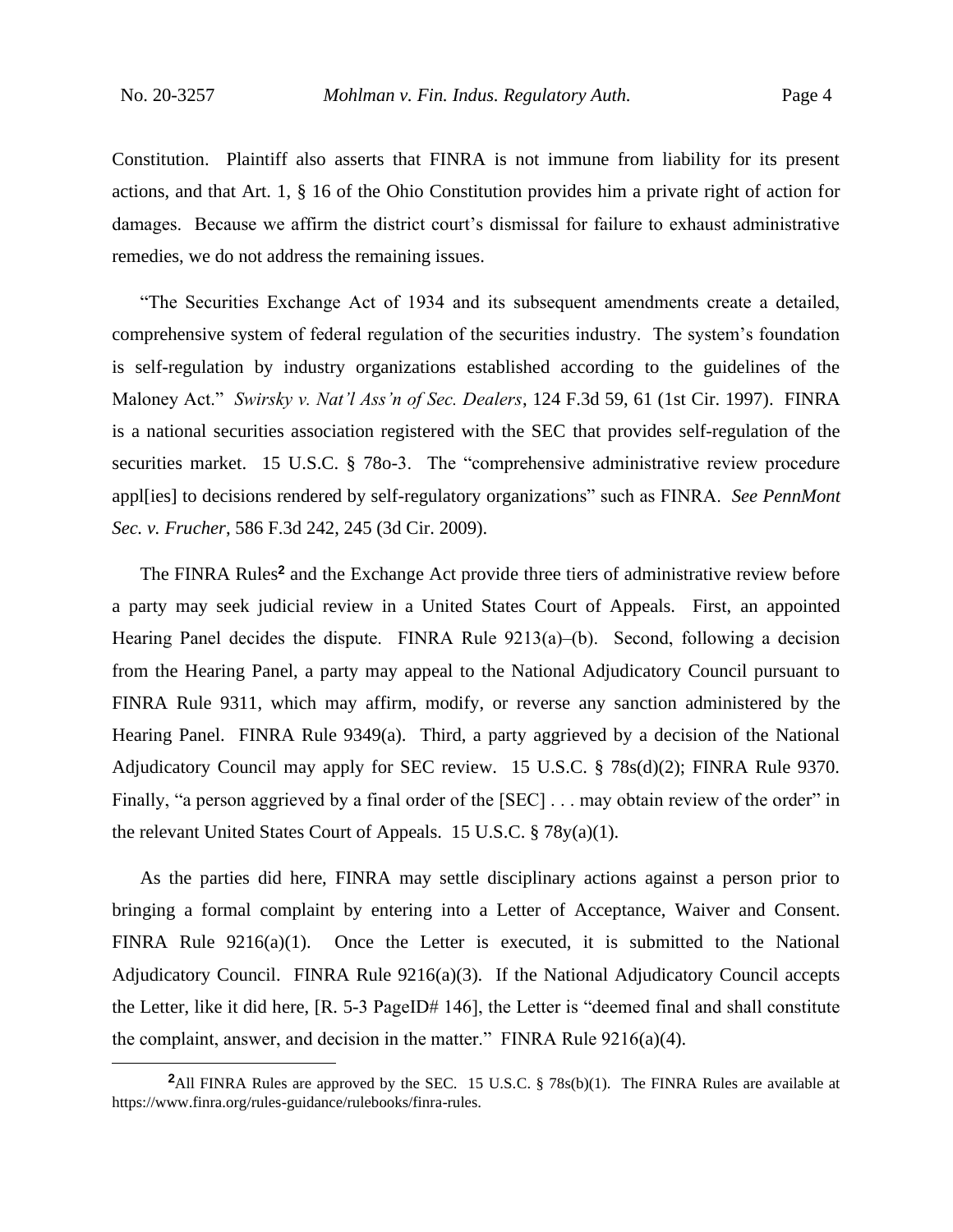Constitution. Plaintiff also asserts that FINRA is not immune from liability for its present actions, and that Art. 1, § 16 of the Ohio Constitution provides him a private right of action for damages. Because we affirm the district court's dismissal for failure to exhaust administrative remedies, we do not address the remaining issues.

"The Securities Exchange Act of 1934 and its subsequent amendments create a detailed, comprehensive system of federal regulation of the securities industry. The system's foundation is self-regulation by industry organizations established according to the guidelines of the Maloney Act." *Swirsky v. Nat'l Ass'n of Sec. Dealers*, 124 F.3d 59, 61 (1st Cir. 1997). FINRA is a national securities association registered with the SEC that provides self-regulation of the securities market. 15 U.S.C. § 78o-3. The "comprehensive administrative review procedure appl[ies] to decisions rendered by self-regulatory organizations" such as FINRA. *See PennMont Sec. v. Frucher*, 586 F.3d 242, 245 (3d Cir. 2009).

The FINRA Rules[2] and the Exchange Act provide three tiers of administrative review before a party may seek judicial review in a United States Court of Appeals. First, an appointed Hearing Panel decides the dispute. FINRA Rule 9213(a)–(b). Second, following a decision from the Hearing Panel, a party may appeal to the National Adjudicatory Council pursuant to FINRA Rule 9311, which may affirm, modify, or reverse any sanction administered by the Hearing Panel. FINRA Rule 9349(a). Third, a party aggrieved by a decision of the National Adjudicatory Council may apply for SEC review. 15 U.S.C. § 78s(d)(2); FINRA Rule 9370. Finally, "a person aggrieved by a final order of the [SEC] . . . may obtain review of the order" in the relevant United States Court of Appeals. 15 U.S.C. § 78y(a)(1).

As the parties did here, FINRA may settle disciplinary actions against a person prior to bringing a formal complaint by entering into a Letter of Acceptance, Waiver and Consent. FINRA Rule 9216(a)(1). Once the Letter is executed, it is submitted to the National Adjudicatory Council. FINRA Rule 9216(a)(3). If the National Adjudicatory Council accepts the Letter, like it did here, [R. 5-3 PageID# 146], the Letter is "deemed final and shall constitute the complaint, answer, and decision in the matter." FINRA Rule 9216(a)(4).

---

[2]All FINRA Rules are approved by the SEC. 15 U.S.C. § 78s(b)(1). The FINRA Rules are available at https://www.finra.org/rules-guidance/rulebooks/finra-rules.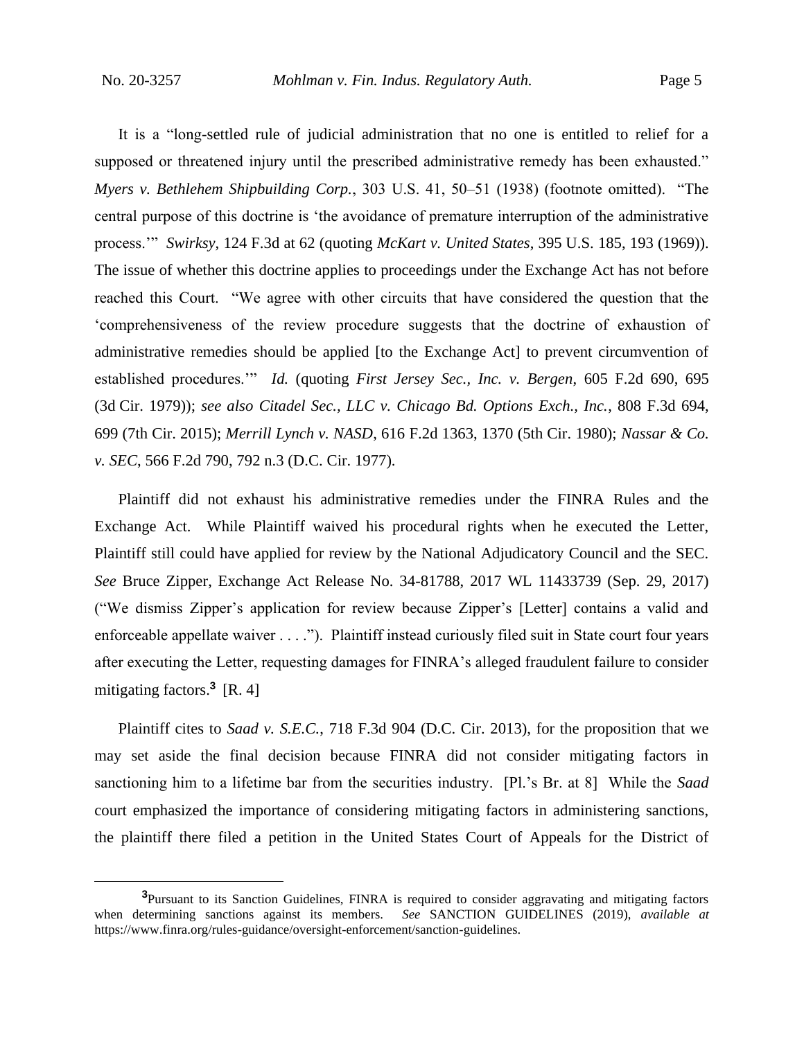It is a "long-settled rule of judicial administration that no one is entitled to relief for a supposed or threatened injury until the prescribed administrative remedy has been exhausted." *Myers v. Bethlehem Shipbuilding Corp.*, 303 U.S. 41, 50–51 (1938) (footnote omitted). "The central purpose of this doctrine is 'the avoidance of premature interruption of the administrative process.'" *Swirksy*, 124 F.3d at 62 (quoting *McKart v. United States*, 395 U.S. 185, 193 (1969)). The issue of whether this doctrine applies to proceedings under the Exchange Act has not before reached this Court. "We agree with other circuits that have considered the question that the 'comprehensiveness of the review procedure suggests that the doctrine of exhaustion of administrative remedies should be applied [to the Exchange Act] to prevent circumvention of established procedures.'" *Id.* (quoting *First Jersey Sec., Inc. v. Bergen*, 605 F.2d 690, 695 (3d Cir. 1979)); *see also Citadel Sec., LLC v. Chicago Bd. Options Exch., Inc.*, 808 F.3d 694, 699 (7th Cir. 2015); *Merrill Lynch v. NASD*, 616 F.2d 1363, 1370 (5th Cir. 1980); *Nassar & Co. v. SEC*, 566 F.2d 790, 792 n.3 (D.C. Cir. 1977).

Plaintiff did not exhaust his administrative remedies under the FINRA Rules and the Exchange Act. While Plaintiff waived his procedural rights when he executed the Letter, Plaintiff still could have applied for review by the National Adjudicatory Council and the SEC. *See* Bruce Zipper, Exchange Act Release No. 34-81788, 2017 WL 11433739 (Sep. 29, 2017) ("We dismiss Zipper's application for review because Zipper's [Letter] contains a valid and enforceable appellate waiver . . . ."). Plaintiff instead curiously filed suit in State court four years after executing the Letter, requesting damages for FINRA's alleged fraudulent failure to consider mitigating factors.[3] [R. 4]

Plaintiff cites to *Saad v. S.E.C.*, 718 F.3d 904 (D.C. Cir. 2013), for the proposition that we may set aside the final decision because FINRA did not consider mitigating factors in sanctioning him to a lifetime bar from the securities industry. [Pl.'s Br. at 8] While the *Saad* court emphasized the importance of considering mitigating factors in administering sanctions, the plaintiff there filed a petition in the United States Court of Appeals for the District of

---

[3] Pursuant to its Sanction Guidelines, FINRA is required to consider aggravating and mitigating factors when determining sanctions against its members. *See* SANCTION GUIDELINES (2019), *available at* https://www.finra.org/rules-guidance/oversight-enforcement/sanction-guidelines.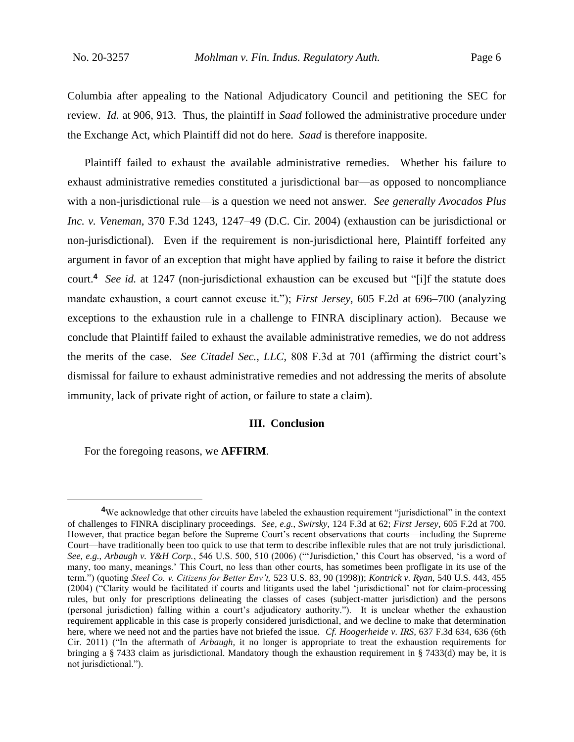Columbia after appealing to the National Adjudicatory Council and petitioning the SEC for review. *Id.* at 906, 913. Thus, the plaintiff in *Saad* followed the administrative procedure under the Exchange Act, which Plaintiff did not do here. *Saad* is therefore inapposite.

Plaintiff failed to exhaust the available administrative remedies. Whether his failure to exhaust administrative remedies constituted a jurisdictional bar—as opposed to noncompliance with a non-jurisdictional rule—is a question we need not answer. *See generally Avocados Plus Inc. v. Veneman*, 370 F.3d 1243, 1247–49 (D.C. Cir. 2004) (exhaustion can be jurisdictional or non-jurisdictional). Even if the requirement is non-jurisdictional here, Plaintiff forfeited any argument in favor of an exception that might have applied by failing to raise it before the district court.[4] *See id.* at 1247 (non-jurisdictional exhaustion can be excused but "[i]f the statute does mandate exhaustion, a court cannot excuse it."); *First Jersey*, 605 F.2d at 696–700 (analyzing exceptions to the exhaustion rule in a challenge to FINRA disciplinary action). Because we conclude that Plaintiff failed to exhaust the available administrative remedies, we do not address the merits of the case. *See Citadel Sec., LLC*, 808 F.3d at 701 (affirming the district court's dismissal for failure to exhaust administrative remedies and not addressing the merits of absolute immunity, lack of private right of action, or failure to state a claim).

## III. Conclusion

For the foregoing reasons, we **AFFIRM**.

---

[4]We acknowledge that other circuits have labeled the exhaustion requirement "jurisdictional" in the context of challenges to FINRA disciplinary proceedings. *See, e.g.*, *Swirsky*, 124 F.3d at 62; *First Jersey*, 605 F.2d at 700. However, that practice began before the Supreme Court's recent observations that courts—including the Supreme Court—have traditionally been too quick to use that term to describe inflexible rules that are not truly jurisdictional. *See, e.g., Arbaugh v. Y&H Corp.*, 546 U.S. 500, 510 (2006) ("'Jurisdiction,' this Court has observed, 'is a word of many, too many, meanings.' This Court, no less than other courts, has sometimes been profligate in its use of the term.") (quoting *Steel Co. v. Citizens for Better Env't,* 523 U.S. 83, 90 (1998)); *Kontrick v. Ryan*, 540 U.S. 443, 455 (2004) ("Clarity would be facilitated if courts and litigants used the label 'jurisdictional' not for claim-processing rules, but only for prescriptions delineating the classes of cases (subject-matter jurisdiction) and the persons (personal jurisdiction) falling within a court's adjudicatory authority."). It is unclear whether the exhaustion requirement applicable in this case is properly considered jurisdictional, and we decline to make that determination here, where we need not and the parties have not briefed the issue. *Cf. Hoogerheide v. IRS,* 637 F.3d 634, 636 (6th Cir. 2011) ("In the aftermath of *Arbaugh,* it no longer is appropriate to treat the exhaustion requirements for bringing a § 7433 claim as jurisdictional. Mandatory though the exhaustion requirement in § 7433(d) may be, it is not jurisdictional.").